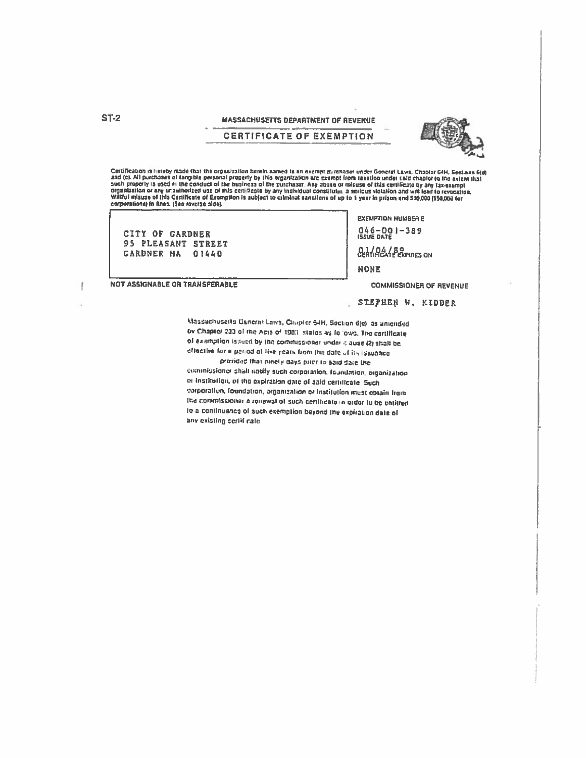ST-2

## MASSACHUSETTS DEPARTMENT OF REVENUE

## CERTIFICATE OF EXEMPTION

Certification is hereby made that the organization herein named is an exempt purchaser under General Laws, Chapter 64H, Sections 6(d) and (e). All purchases of tangible personal property by this organization are exempt from taxation under said chapter to the extent that such property is used in the conduct of the business of the purchaser. Any abuse or misuse of this certificate by any tax-exempt organization or any unauthorized use of this certificate by any individual constitutes a serious violation and will lead to revocation. Willful misuse of this Certificate of Exemption is subject to criminal sanctions of up to 1 year in prison and $10,000 ($50,000 for corporations) in fines. (See reverse side)

CITY OF GARDNER
95 PLEASANT STREET
GARDNER MA 01440

NOT ASSIGNABLE OR TRANSFERABLE

EXEMPTION NUMBER E

046-001-389

ISSUE DATE

01/04/89

CERTIFICATE EXPIRES ON

NONE

COMMISSIONER OF REVENUE

STEPHEN W. KIDDER

Massachusetts General Laws, Chapter 64H, Section 6(e) as amended by Chapter 233 of the Acts of 1983 states as follows. The certificate of exemption issued by the commissioner under clause (2) shall be effective for a period of five years from the date of its issuance provided that ninety days prior to said date the commissioner shall notify such corporation, foundation, organization or institution, of the expiration date of said certificate. Such corporation, foundation, organization or institution must obtain from the commissioner a renewal of such certificate in order to be entitled to a continuance of such exemption beyond the expiration date of any existing certificate.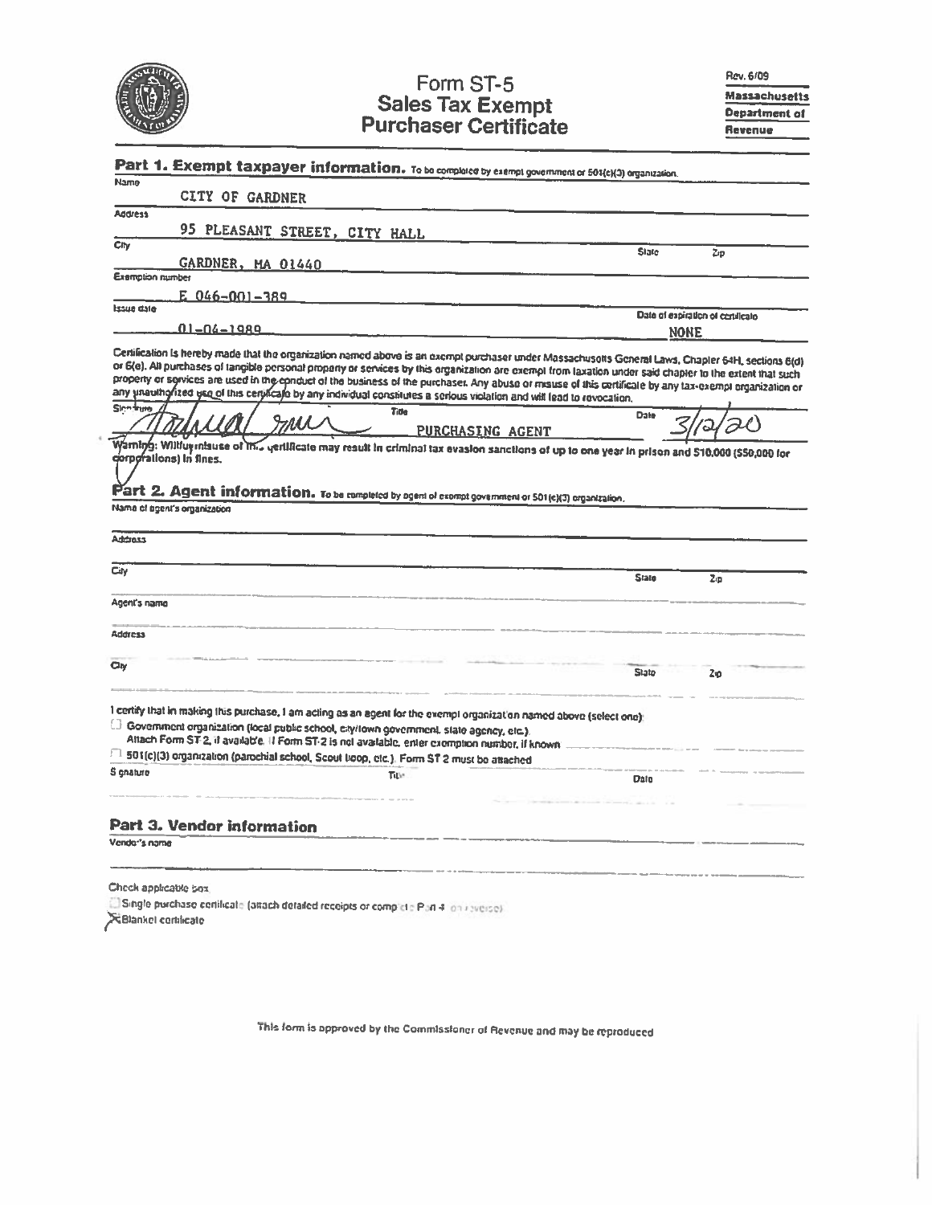# Form ST-5 Sales Tax Exempt Purchaser Certificate

Rev. 6/09

Massachusetts Department of Revenue

## Part 1. Exempt taxpayer information.

To be completed by exempt government or 501(c)(3) organization.

Name: CITY OF GARDNER

Address: 95 PLEASANT STREET, CITY HALL

City: GARDNER, MA 01440 State Zip

Exemption number: E 046-001-389

Issue date: 01-04-1989 Date of expiration of certificate: NONE

Certification is hereby made that the organization named above is an exempt purchaser under Massachusetts General Laws, Chapter 64H, sections 6(d) or 6(e). All purchases of tangible personal property or services by this organization are exempt from taxation under said chapter to the extent that such property or services are used in the conduct of the business of the purchaser. Any abuse or misuse of this certificate by any tax-exempt organization or any unauthorized use of this certificate by any individual constitutes a serious violation and will lead to revocation.

Signature: [signature] Title: PURCHASING AGENT Date: 3/12/20

Warning: Willful misuse of this certificate may result in criminal tax evasion sanctions of up to one year in prison and $10,000 ($50,000 for corporations) in fines.

## Part 2. Agent information.

To be completed by agent of exempt government or 501(c)(3) organization.

Name of agent's organization

Address

City State Zip

Agent's name

Address

City State Zip

I certify that in making this purchase, I am acting as an agent for the exempt organization named above (select one):

- ☐ Government organization (local public school, city/town government, state agency, etc.). Attach Form ST-2, if available. If Form ST-2 is not available, enter exemption number, if known
- ☐ 501(c)(3) organization (parochial school, Scout troop, etc.). Form ST-2 must be attached

Signature Title Date

## Part 3. Vendor information

Vendor's name

Check applicable box

- ☐ Single purchase certificate (attach detailed receipts or complete Part 4 on reverse)
- ☒ Blanket certificate

This form is approved by the Commissioner of Revenue and may be reproduced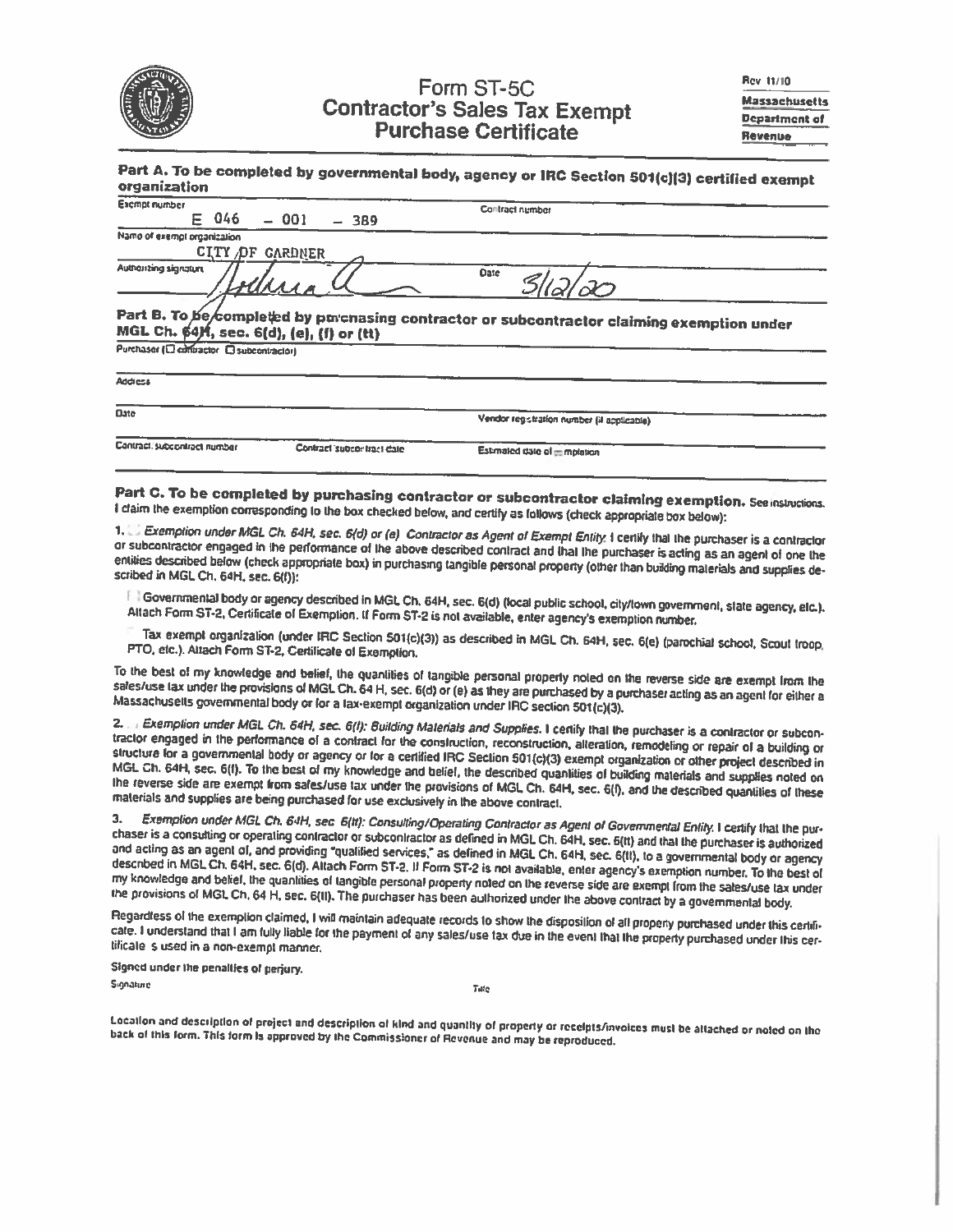# Form ST-5C Contractor's Sales Tax Exempt Purchase Certificate

Rev 11/10

Massachusetts Department of Revenue

## Part A. To be completed by governmental body, agency or IRC Section 501(c)(3) certified exempt organization

Exempt number: E 046 – 001 – 389

Contract number:

Name of exempt organization: CITY OF GARDNER

Authorizing signature: *[signature]*

Date: 3/12/20

## Part B. To be completed by purchasing contractor or subcontractor claiming exemption under MGL Ch. 64H, sec. 6(d), (e), (f) or (tt)

Purchaser (☐ contractor ☐ subcontractor)

Address

Date

Vendor registration number (if applicable)

Contract/subcontract number

Contract/subcontract date

Estimated date of completion

## Part C. To be completed by purchasing contractor or subcontractor claiming exemption. See instructions.

I claim the exemption corresponding to the box checked below, and certify as follows (check appropriate box below):

1. ☐ *Exemption under MGL Ch. 64H, sec. 6(d) or (e) Contractor as Agent of Exempt Entity.* I certify that the purchaser is a contractor or subcontractor engaged in the performance of the above described contract and that the purchaser is acting as an agent of one the entities described below (check appropriate box) in purchasing tangible personal property (other than building materials and supplies described in MGL Ch. 64H, sec. 6(f)):

   ☐ Governmental body or agency described in MGL Ch. 64H, sec. 6(d) (local public school, city/town government, state agency, etc.). Attach Form ST-2, Certificate of Exemption. If Form ST-2 is not available, enter agency's exemption number.

   ☐ Tax exempt organization (under IRC Section 501(c)(3)) as described in MGL Ch. 64H, sec. 6(e) (parochial school, Scout troop, PTO, etc.). Attach Form ST-2, Certificate of Exemption.

To the best of my knowledge and belief, the quantities of tangible personal property noted on the reverse side are exempt from the sales/use tax under the provisions of MGL Ch. 64 H, sec. 6(d) or (e) as they are purchased by a purchaser acting as an agent for either a Massachusetts governmental body or for a tax-exempt organization under IRC section 501(c)(3).

2. ☐ *Exemption under MGL Ch. 64H, sec. 6(f): Building Materials and Supplies.* I certify that the purchaser is a contractor or subcontractor engaged in the performance of a contract for the construction, reconstruction, alteration, remodeling or repair of a building or structure for a governmental body or agency or for a certified IRC Section 501(c)(3) exempt organization or other project described in MGL Ch. 64H, sec. 6(f). To the best of my knowledge and belief, the described quantities of building materials and supplies noted on the reverse side are exempt from sales/use tax under the provisions of MGL Ch. 64H, sec. 6(f), and the described quantities of these materials and supplies are being purchased for use exclusively in the above contract.

3. ☐ *Exemption under MGL Ch. 64H, sec. 6(tt): Consulting/Operating Contractor as Agent of Governmental Entity.* I certify that the purchaser is a consulting or operating contractor or subcontractor as defined in MGL Ch. 64H, sec. 6(tt) and that the purchaser is authorized and acting as an agent of, and providing "qualified services," as defined in MGL Ch. 64H, sec. 6(tt), to a governmental body or agency described in MGL Ch. 64H, sec. 6(d). Attach Form ST-2. If Form ST-2 is not available, enter agency's exemption number. To the best of my knowledge and belief, the quantities of tangible personal property noted on the reverse side are exempt from the sales/use tax under the provisions of MGL Ch. 64 H, sec. 6(tt). The purchaser has been authorized under the above contract by a governmental body.

Regardless of the exemption claimed, I will maintain adequate records to show the disposition of all property purchased under this certificate. I understand that I am fully liable for the payment of any sales/use tax due in the event that the property purchased under this certificate is used in a non-exempt manner.

Signed under the penalties of perjury.

Signature

Title

Location and description of project and description of kind and quantity of property or receipts/invoices must be attached or noted on the back of this form. This form is approved by the Commissioner of Revenue and may be reproduced.